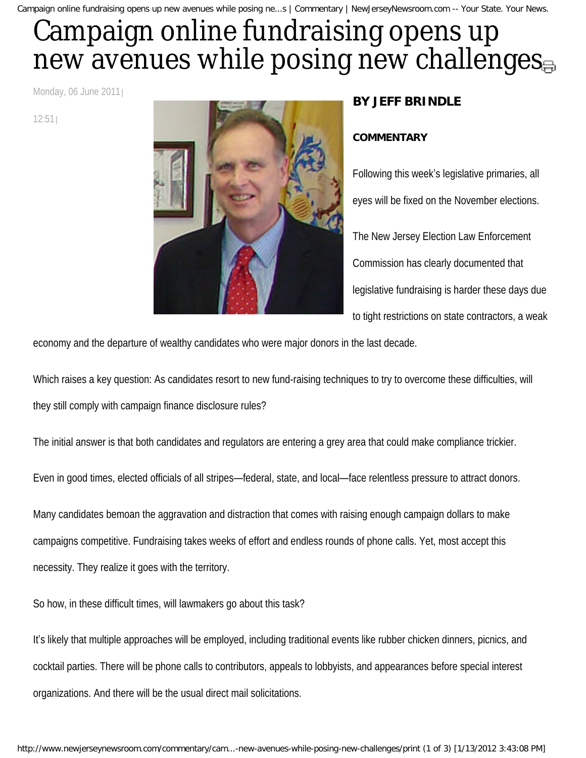# Campaign online fundraising opens up new avenues while posing new challenges

Monday, 06 June 2011 | 12:51 |

**BY JEFF BRINDLE**

**COMMENTARY**

Following this week's legislative primaries, all eyes will be fixed on the November elections.

The New Jersey Election Law Enforcement Commission has clearly documented that legislative fundraising is harder these days due to tight restrictions on state contractors, a weak economy and the departure of wealthy candidates who were major donors in the last decade.

Which raises a key question: As candidates resort to new fund-raising techniques to try to overcome these difficulties, will they still comply with campaign finance disclosure rules?

The initial answer is that both candidates and regulators are entering a grey area that could make compliance trickier.

Even in good times, elected officials of all stripes—federal, state, and local—face relentless pressure to attract donors.

Many candidates bemoan the aggravation and distraction that comes with raising enough campaign dollars to make campaigns competitive. Fundraising takes weeks of effort and endless rounds of phone calls. Yet, most accept this necessity. They realize it goes with the territory.

So how, in these difficult times, will lawmakers go about this task?

It's likely that multiple approaches will be employed, including traditional events like rubber chicken dinners, picnics, and cocktail parties. There will be phone calls to contributors, appeals to lobbyists, and appearances before special interest organizations. And there will be the usual direct mail solicitations.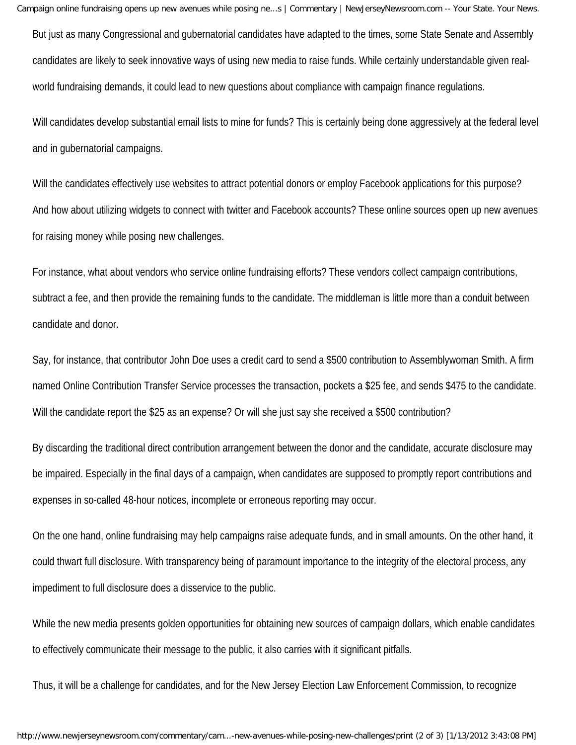But just as many Congressional and gubernatorial candidates have adapted to the times, some State Senate and Assembly candidates are likely to seek innovative ways of using new media to raise funds. While certainly understandable given real-world fundraising demands, it could lead to new questions about compliance with campaign finance regulations.

Will candidates develop substantial email lists to mine for funds? This is certainly being done aggressively at the federal level and in gubernatorial campaigns.

Will the candidates effectively use websites to attract potential donors or employ Facebook applications for this purpose? And how about utilizing widgets to connect with twitter and Facebook accounts? These online sources open up new avenues for raising money while posing new challenges.

For instance, what about vendors who service online fundraising efforts? These vendors collect campaign contributions, subtract a fee, and then provide the remaining funds to the candidate. The middleman is little more than a conduit between candidate and donor.

Say, for instance, that contributor John Doe uses a credit card to send a $500 contribution to Assemblywoman Smith. A firm named Online Contribution Transfer Service processes the transaction, pockets a $25 fee, and sends $475 to the candidate. Will the candidate report the $25 as an expense? Or will she just say she received a $500 contribution?

By discarding the traditional direct contribution arrangement between the donor and the candidate, accurate disclosure may be impaired. Especially in the final days of a campaign, when candidates are supposed to promptly report contributions and expenses in so-called 48-hour notices, incomplete or erroneous reporting may occur.

On the one hand, online fundraising may help campaigns raise adequate funds, and in small amounts. On the other hand, it could thwart full disclosure. With transparency being of paramount importance to the integrity of the electoral process, any impediment to full disclosure does a disservice to the public.

While the new media presents golden opportunities for obtaining new sources of campaign dollars, which enable candidates to effectively communicate their message to the public, it also carries with it significant pitfalls.

Thus, it will be a challenge for candidates, and for the New Jersey Election Law Enforcement Commission, to recognize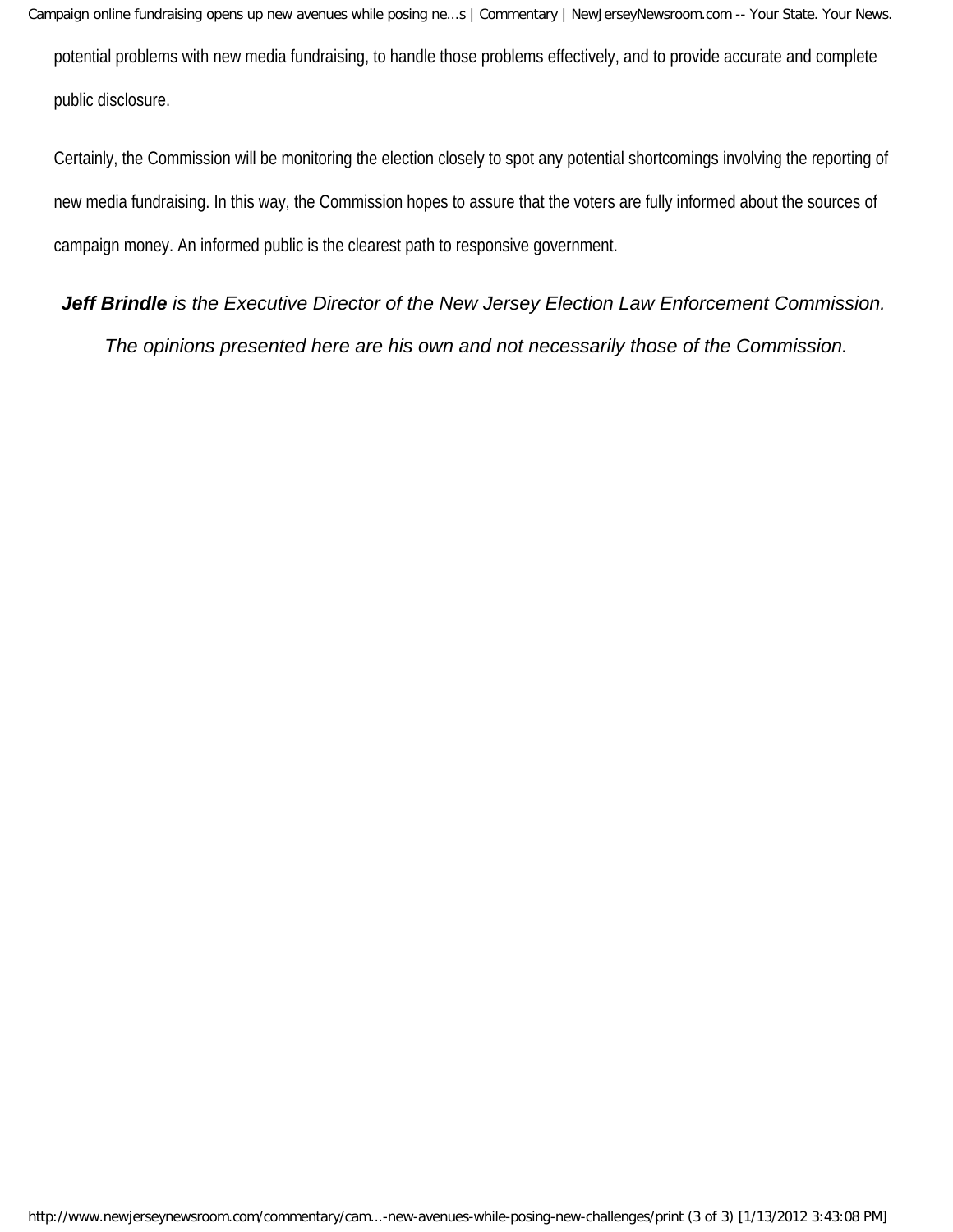potential problems with new media fundraising, to handle those problems effectively, and to provide accurate and complete public disclosure.

Certainly, the Commission will be monitoring the election closely to spot any potential shortcomings involving the reporting of new media fundraising. In this way, the Commission hopes to assure that the voters are fully informed about the sources of campaign money. An informed public is the clearest path to responsive government.

***Jeff Brindle*** *is the Executive Director of the New Jersey Election Law Enforcement Commission. The opinions presented here are his own and not necessarily those of the Commission.*